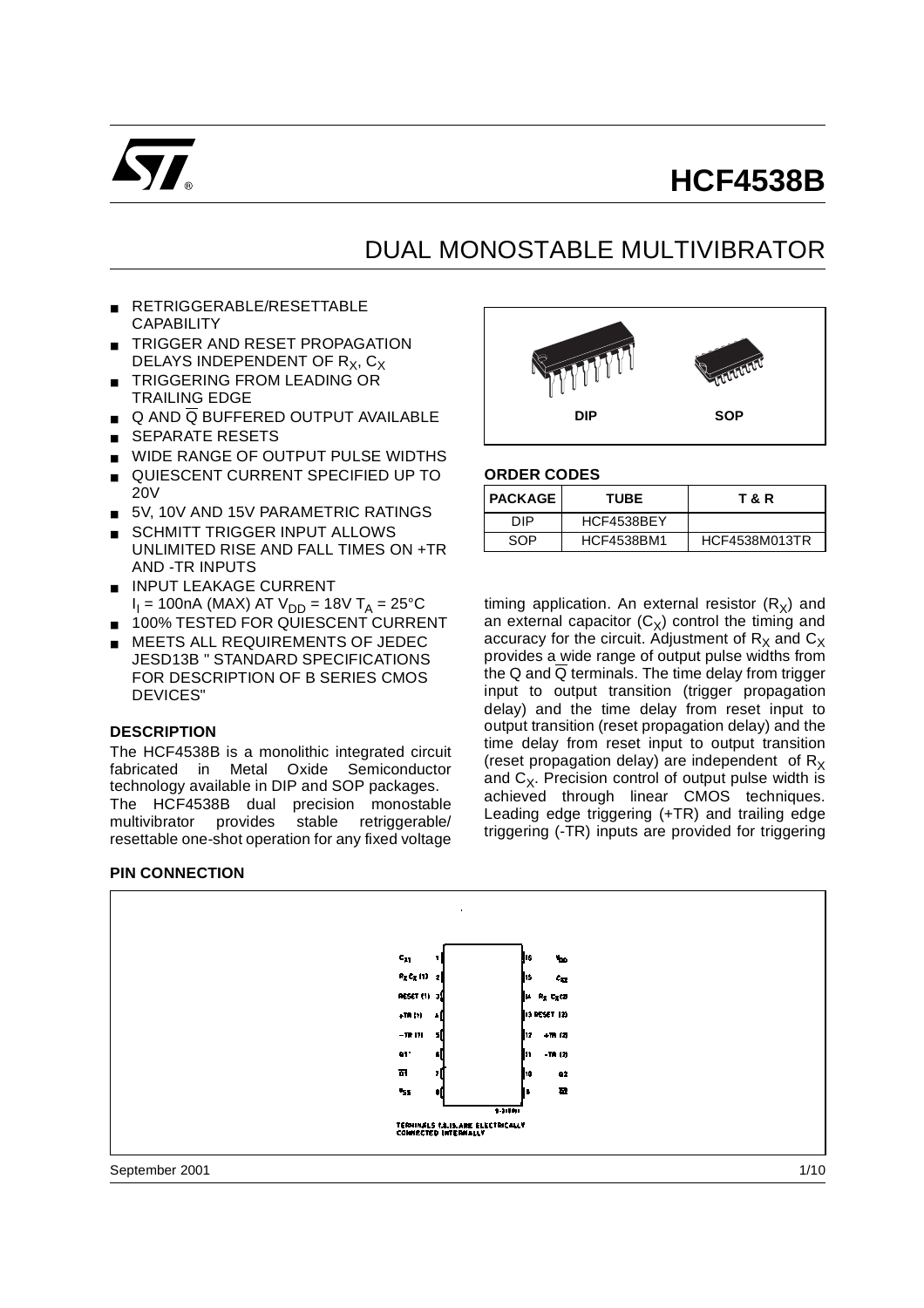# HCF4538B

## DUAL MONOSTABLE MULTIVIBRATOR

- RETRIGGERABLE/RESETTABLE CAPABILITY
- TRIGGER AND RESET PROPAGATION DELAYS INDEPENDENT OF $R_X$, $C_X$
- TRIGGERING FROM LEADING OR TRAILING EDGE
- Q AND $\overline{Q}$ BUFFERED OUTPUT AVAILABLE
- SEPARATE RESETS
- WIDE RANGE OF OUTPUT PULSE WIDTHS
- QUIESCENT CURRENT SPECIFIED UP TO 20V
- 5V, 10V AND 15V PARAMETRIC RATINGS
- SCHMITT TRIGGER INPUT ALLOWS UNLIMITED RISE AND FALL TIMES ON +TR AND -TR INPUTS
- INPUT LEAKAGE CURRENT $I_I$ = 100nA (MAX) AT $V_{DD}$ = 18V $T_A$ = 25°C
- 100% TESTED FOR QUIESCENT CURRENT
- MEETS ALL REQUIREMENTS OF JEDEC JESD13B " STANDARD SPECIFICATIONS FOR DESCRIPTION OF B SERIES CMOS DEVICES"

DIP SOP

### ORDER CODES

| PACKAGE | TUBE | T & R |
|---|---|---|
| DIP | HCF4538BEY | |
| SOP | HCF4538BM1 | HCF4538M013TR |

### DESCRIPTION

The HCF4538B is a monolithic integrated circuit fabricated in Metal Oxide Semiconductor technology available in DIP and SOP packages.
The HCF4538B dual precision monostable multivibrator provides stable retriggerable/ resettable one-shot operation for any fixed voltage timing application. An external resistor ($R_X$) and an external capacitor ($C_X$) control the timing and accuracy for the circuit. Adjustment of $R_X$ and $C_X$ provides a wide range of output pulse widths from the Q and $\overline{Q}$ terminals. The time delay from trigger input to output transition (trigger propagation delay) and the time delay from reset input to output transition (reset propagation delay) and the time delay from reset input to output transition (reset propagation delay) are independent of $R_X$ and $C_X$. Precision control of output pulse width is achieved through linear CMOS techniques. Leading edge triggering (+TR) and trailing edge triggering (-TR) inputs are provided for triggering

### PIN CONNECTION

| Pin | Name | Pin | Name |
|---|---|---|---|
| 1 | $C_{X1}$ | 16 | $V_{DD}$ |
| 2 | $R_XC_X$ (1) | 15 | $C_{X2}$ |
| 3 | RESET (1) | 14 | $R_XC_X$ (2) |
| 4 | +TR (1) | 13 | RESET (2) |
| 5 | -TR (1) | 12 | +TR (2) |
| 6 | Q1 | 11 | -TR (2) |
| 7 | $\overline{Q1}$ | 10 | Q2 |
| 8 | $V_{SS}$ | 9 | $\overline{Q2}$ |

TERMINALS 1,8,15 ARE ELECTRICALLY CONNECTED INTERNALLY

September 2001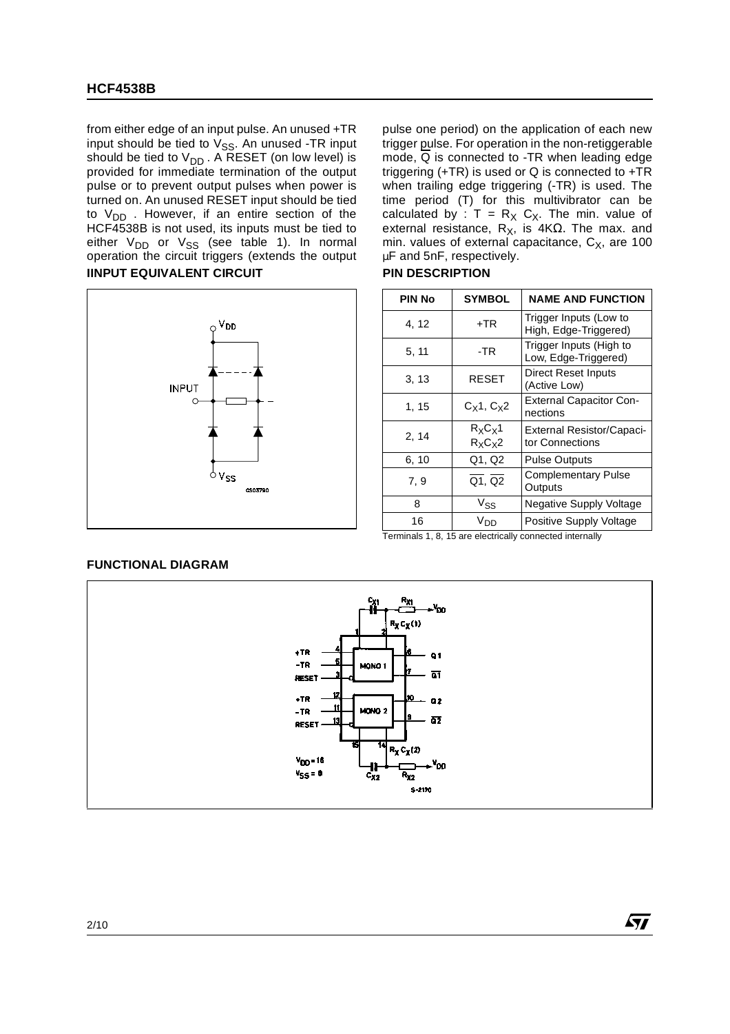from either edge of an input pulse. An unused +TR input should be tied to $V_{SS}$. An unused -TR input should be tied to $V_{DD}$. A RESET (on low level) is provided for immediate termination of the output pulse or to prevent output pulses when power is turned on. An unused RESET input should be tied to $V_{DD}$. However, if an entire section of the HCF4538B is not used, its inputs must be tied to either $V_{DD}$ or $V_{SS}$ (see table 1). In normal operation the circuit triggers (extends the output pulse one period) on the application of each new trigger pulse. For operation in the non-retiggerable mode, $\overline{Q}$ is connected to -TR when leading edge triggering (+TR) is used or Q is connected to +TR when trailing edge triggering (-TR) is used. The time period (T) for this multivibrator can be calculated by : $T = R_X C_X$. The min. value of external resistance, $R_X$, is 4KΩ. The max. and min. values of external capacitance, $C_X$, are 100 µF and 5nF, respectively.

## IINPUT EQUIVALENT CIRCUIT

## PIN DESCRIPTION

| PIN No | SYMBOL | NAME AND FUNCTION |
|---|---|---|
| 4, 12 | +TR | Trigger Inputs (Low to High, Edge-Triggered) |
| 5, 11 | -TR | Trigger Inputs (High to Low, Edge-Triggered) |
| 3, 13 | RESET | Direct Reset Inputs (Active Low) |
| 1, 15 | $C_X1$, $C_X2$ | External Capacitor Connections |
| 2, 14 | $R_XC_X1$ $R_XC_X2$ | External Resistor/Capacitor Connections |
| 6, 10 | Q1, Q2 | Pulse Outputs |
| 7, 9 | $\overline{Q1}$, $\overline{Q2}$ | Complementary Pulse Outputs |
| 8 | $V_{SS}$ | Negative Supply Voltage |
| 16 | $V_{DD}$ | Positive Supply Voltage |

Terminals 1, 8, 15 are electrically connected internally

## FUNCTIONAL DIAGRAM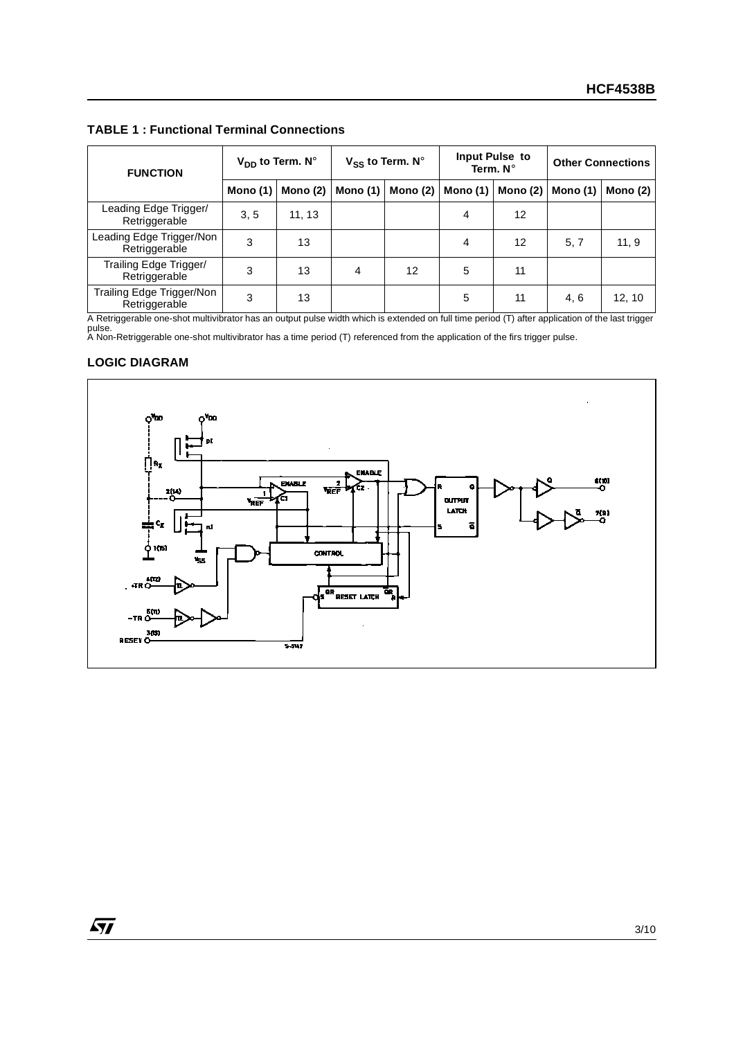## TABLE 1 : Functional Terminal Connections

| FUNCTION | $V_{DD}$ to Term. N° | | $V_{SS}$ to Term. N° | | Input Pulse to Term. N° | | Other Connections | |
|---|---|---|---|---|---|---|---|---|
| | Mono (1) | Mono (2) | Mono (1) | Mono (2) | Mono (1) | Mono (2) | Mono (1) | Mono (2) |
| Leading Edge Trigger/ Retriggerable | 3, 5 | 11, 13 | | | 4 | 12 | | |
| Leading Edge Trigger/Non Retriggerable | 3 | 13 | | | 4 | 12 | 5, 7 | 11, 9 |
| Trailing Edge Trigger/ Retriggerable | 3 | 13 | 4 | 12 | 5 | 11 | | |
| Trailing Edge Trigger/Non Retriggerable | 3 | 13 | | | 5 | 11 | 4, 6 | 12, 10 |

A Retriggerable one-shot multivibrator has an output pulse width which is extended on full time period (T) after application of the last trigger pulse.
A Non-Retriggerable one-shot multivibrator has a time period (T) referenced from the application of the firs trigger pulse.

## LOGIC DIAGRAM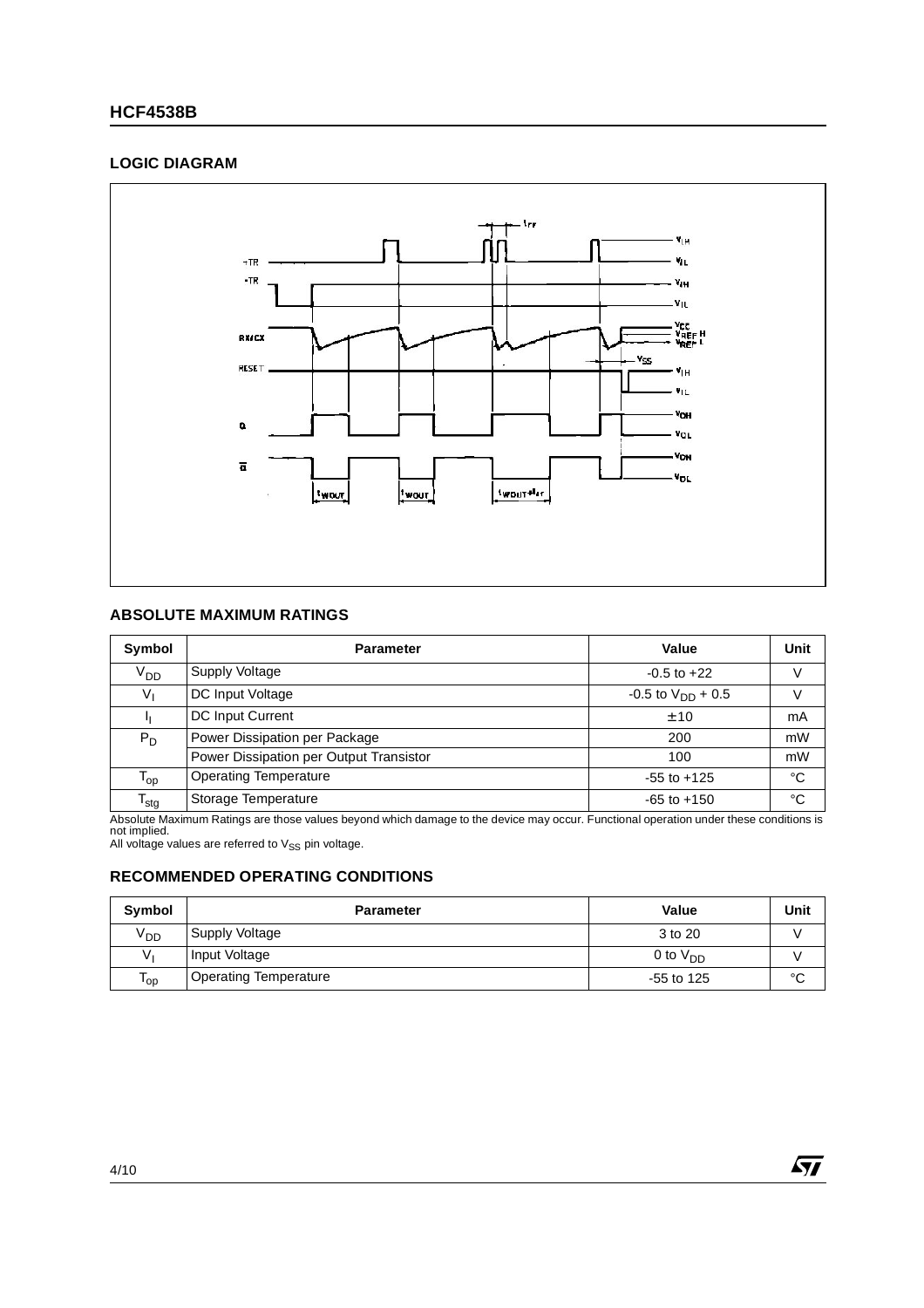## LOGIC DIAGRAM

## ABSOLUTE MAXIMUM RATINGS

| Symbol | Parameter | Value | Unit |
|---|---|---|---|
| $V_{DD}$ | Supply Voltage | -0.5 to +22 | V |
| $V_I$ | DC Input Voltage | -0.5 to $V_{DD}$ + 0.5 | V |
| $I_I$ | DC Input Current | ± 10 | mA |
| $P_D$ | Power Dissipation per Package | 200 | mW |
| | Power Dissipation per Output Transistor | 100 | mW |
| $T_{op}$ | Operating Temperature | -55 to +125 | °C |
| $T_{stg}$ | Storage Temperature | -65 to +150 | °C |

Absolute Maximum Ratings are those values beyond which damage to the device may occur. Functional operation under these conditions is not implied.
All voltage values are referred to $V_{SS}$ pin voltage.

## RECOMMENDED OPERATING CONDITIONS

| Symbol | Parameter | Value | Unit |
|---|---|---|---|
| $V_{DD}$ | Supply Voltage | 3 to 20 | V |
| $V_I$ | Input Voltage | 0 to $V_{DD}$ | V |
| $T_{op}$ | Operating Temperature | -55 to 125 | °C |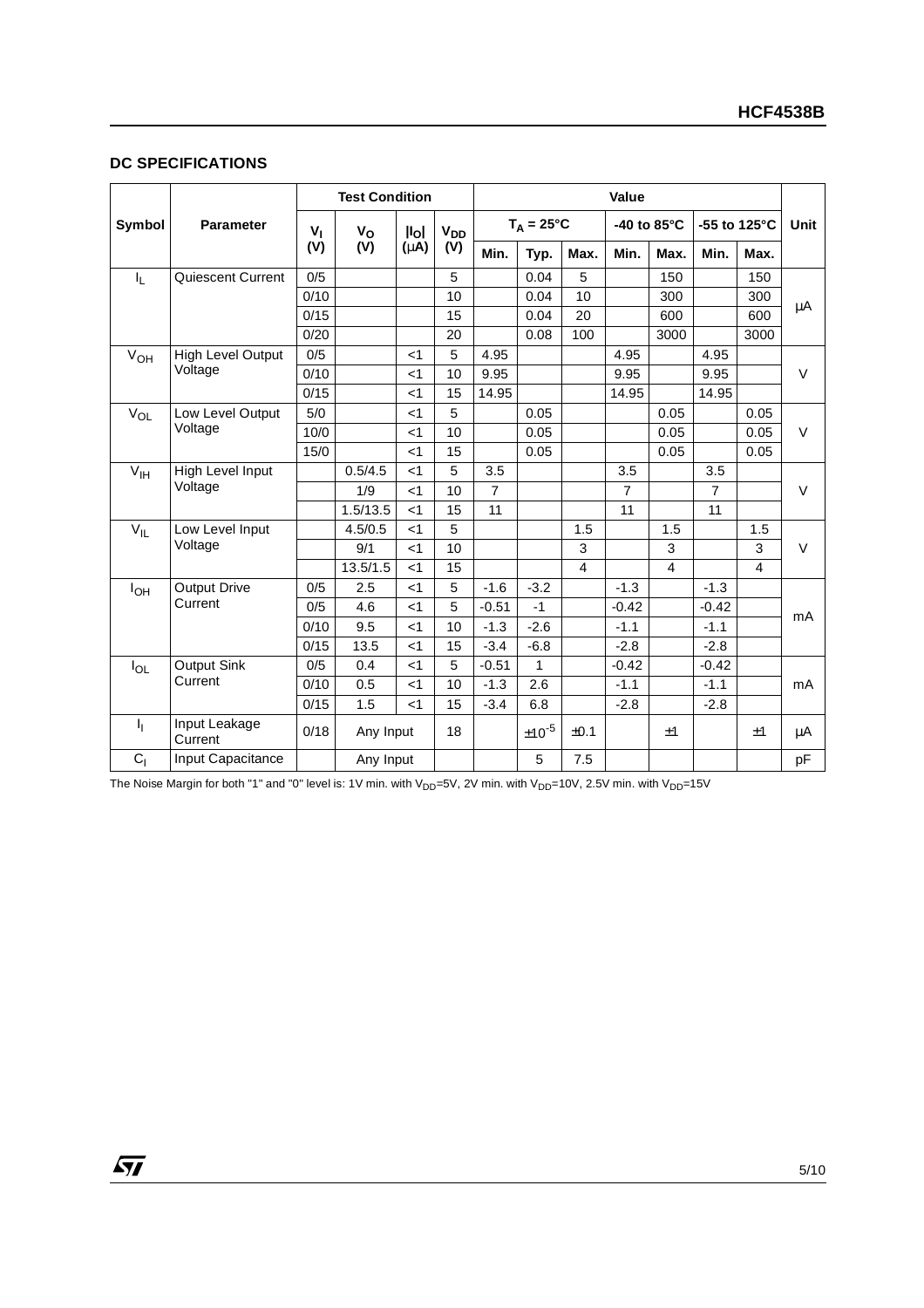## DC SPECIFICATIONS

| Symbol | Parameter | Test Condition | | | | Value | | | | | | | Unit |
|---|---|---|---|---|---|---|---|---|---|---|---|---|---|
| | | $V_I$ (V) | $V_O$ (V) | $\|I_O\|$ (μA) | $V_{DD}$ (V) | $T_A = 25°C$ | | | -40 to 85°C | | -55 to 125°C | | |
| | | | | | | Min. | Typ. | Max. | Min. | Max. | Min. | Max. | |
| $I_L$ | Quiescent Current | 0/5 | | | 5 | | 0.04 | 5 | | 150 | | 150 | μA |
| | | 0/10 | | | 10 | | 0.04 | 10 | | 300 | | 300 | |
| | | 0/15 | | | 15 | | 0.04 | 20 | | 600 | | 600 | |
| | | 0/20 | | | 20 | | 0.08 | 100 | | 3000 | | 3000 | |
| $V_{OH}$ | High Level Output Voltage | 0/5 | | <1 | 5 | 4.95 | | | 4.95 | | 4.95 | | V |
| | | 0/10 | | <1 | 10 | 9.95 | | | 9.95 | | 9.95 | | |
| | | 0/15 | | <1 | 15 | 14.95 | | | 14.95 | | 14.95 | | |
| $V_{OL}$ | Low Level Output Voltage | 5/0 | | <1 | 5 | | 0.05 | | | 0.05 | | 0.05 | V |
| | | 10/0 | | <1 | 10 | | 0.05 | | | 0.05 | | 0.05 | |
| | | 15/0 | | <1 | 15 | | 0.05 | | | 0.05 | | 0.05 | |
| $V_{IH}$ | High Level Input Voltage | | 0.5/4.5 | <1 | 5 | 3.5 | | | 3.5 | | 3.5 | | V |
| | | | 1/9 | <1 | 10 | 7 | | | 7 | | 7 | | |
| | | | 1.5/13.5 | <1 | 15 | 11 | | | 11 | | 11 | | |
| $V_{IL}$ | Low Level Input Voltage | | 4.5/0.5 | <1 | 5 | | | 1.5 | | 1.5 | | 1.5 | V |
| | | | 9/1 | <1 | 10 | | | 3 | | 3 | | 3 | |
| | | | 13.5/1.5 | <1 | 15 | | | 4 | | 4 | | 4 | |
| $I_{OH}$ | Output Drive Current | 0/5 | 2.5 | <1 | 5 | -1.6 | -3.2 | | -1.3 | | -1.3 | | mA |
| | | 0/5 | 4.6 | <1 | 5 | -0.51 | -1 | | -0.42 | | -0.42 | | |
| | | 0/10 | 9.5 | <1 | 10 | -1.3 | -2.6 | | -1.1 | | -1.1 | | |
| | | 0/15 | 13.5 | <1 | 15 | -3.4 | -6.8 | | -2.8 | | -2.8 | | |
| $I_{OL}$ | Output Sink Current | 0/5 | 0.4 | <1 | 5 | -0.51 | 1 | | -0.42 | | -0.42 | | mA |
| | | 0/10 | 0.5 | <1 | 10 | -1.3 | 2.6 | | -1.1 | | -1.1 | | |
| | | 0/15 | 1.5 | <1 | 15 | -3.4 | 6.8 | | -2.8 | | -2.8 | | |
| $I_I$ | Input Leakage Current | 0/18 | Any Input | | 18 | | $\pm 10^{-5}$ | ±0.1 | | ±1 | | ±1 | μA |
| $C_I$ | Input Capacitance | | Any Input | | | | 5 | 7.5 | | | | | pF |

The Noise Margin for both "1" and "0" level is: 1V min. with $V_{DD}$=5V, 2V min. with $V_{DD}$=10V, 2.5V min. with $V_{DD}$=15V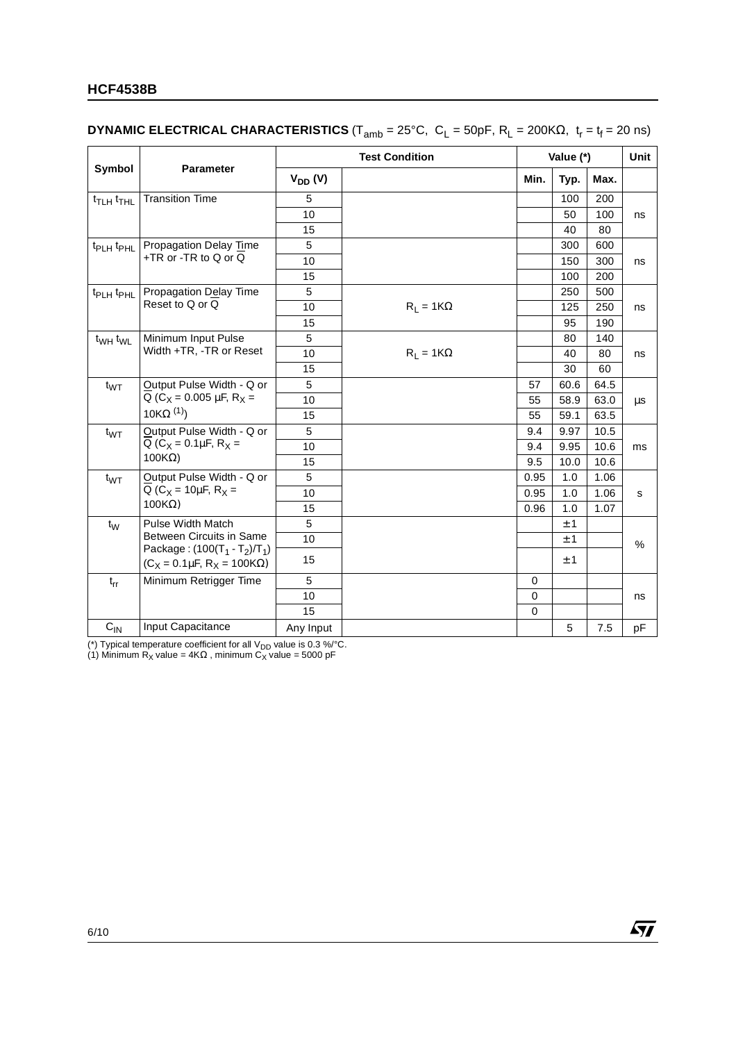**DYNAMIC ELECTRICAL CHARACTERISTICS** ($T_{amb}$ = 25°C, $C_L$ = 50pF, $R_L$ = 200KΩ, $t_r = t_f$ = 20 ns)

| Symbol | Parameter | Test Condition | | Value (*) | | | Unit |
|---|---|---|---|---|---|---|---|
| | | $V_{DD}$ (V) | | Min. | Typ. | Max. | |
| $t_{TLH}$ $t_{THL}$ | Transition Time | 5 | | | 100 | 200 | ns |
| | | 10 | | | 50 | 100 | |
| | | 15 | | | 40 | 80 | |
| $t_{PLH}$ $t_{PHL}$ | Propagation Delay Time +TR or -TR to Q or $\overline{Q}$ | 5 | | | 300 | 600 | ns |
| | | 10 | | | 150 | 300 | |
| | | 15 | | | 100 | 200 | |
| $t_{PLH}$ $t_{PHL}$ | Propagation Delay Time Reset to Q or $\overline{Q}$ | 5 | $R_L$ = 1KΩ | | 250 | 500 | ns |
| | | 10 | | | 125 | 250 | |
| | | 15 | | | 95 | 190 | |
| $t_{WH}$ $t_{WL}$ | Minimum Input Pulse Width +TR, -TR or Reset | 5 | $R_L$ = 1KΩ | | 80 | 140 | ns |
| | | 10 | | | 40 | 80 | |
| | | 15 | | | 30 | 60 | |
| $t_{WT}$ | Output Pulse Width - Q or $\overline{Q}$ ($C_X$ = 0.005 µF, $R_X$ = 10KΩ [1]) | 5 | | 57 | 60.6 | 64.5 | µs |
| | | 10 | | 55 | 58.9 | 63.0 | |
| | | 15 | | 55 | 59.1 | 63.5 | |
| $t_{WT}$ | Output Pulse Width - Q or $\overline{Q}$ ($C_X$ = 0.1µF, $R_X$ = 100KΩ) | 5 | | 9.4 | 9.97 | 10.5 | ms |
| | | 10 | | 9.4 | 9.95 | 10.6 | |
| | | 15 | | 9.5 | 10.0 | 10.6 | |
| $t_{WT}$ | Output Pulse Width - Q or $\overline{Q}$ ($C_X$ = 10µF, $R_X$ = 100KΩ) | 5 | | 0.95 | 1.0 | 1.06 | s |
| | | 10 | | 0.95 | 1.0 | 1.06 | |
| | | 15 | | 0.96 | 1.0 | 1.07 | |
| $t_W$ | Pulse Width Match Between Circuits in Same Package : $(100(T_1 - T_2)/T_1)$ ($C_X$ = 0.1µF, $R_X$ = 100KΩ) | 5 | | | ±1 | | % |
| | | 10 | | | ±1 | | |
| | | 15 | | | ±1 | | |
| $t_{rr}$ | Minimum Retrigger Time | 5 | | 0 | | | ns |
| | | 10 | | 0 | | | |
| | | 15 | | 0 | | | |
| $C_{IN}$ | Input Capacitance | Any Input | | | 5 | 7.5 | pF |

(*) Typical temperature coefficient for all $V_{DD}$ value is 0.3 %/°C.
(1) Minimum $R_X$ value = 4KΩ , minimum $C_X$ value = 5000 pF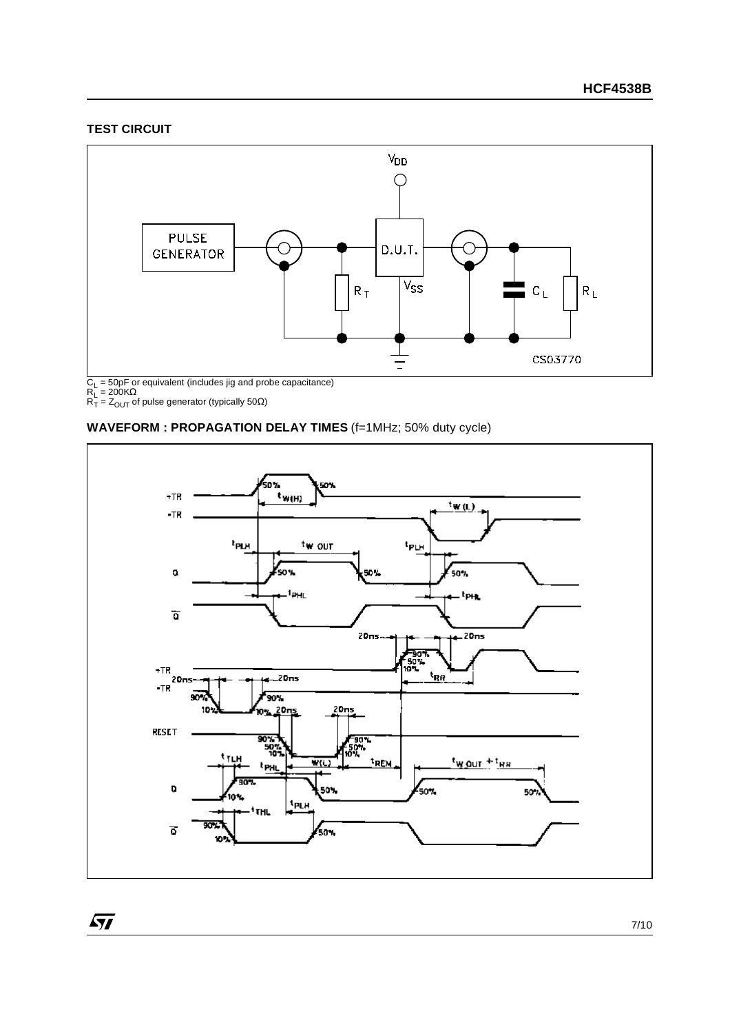## TEST CIRCUIT

$C_L$ = 50pF or equivalent (includes jig and probe capacitance)
$R_L$ = 200KΩ
$R_T$ = $Z_{OUT}$ of pulse generator (typically 50Ω)

## WAVEFORM : PROPAGATION DELAY TIMES (f=1MHz; 50% duty cycle)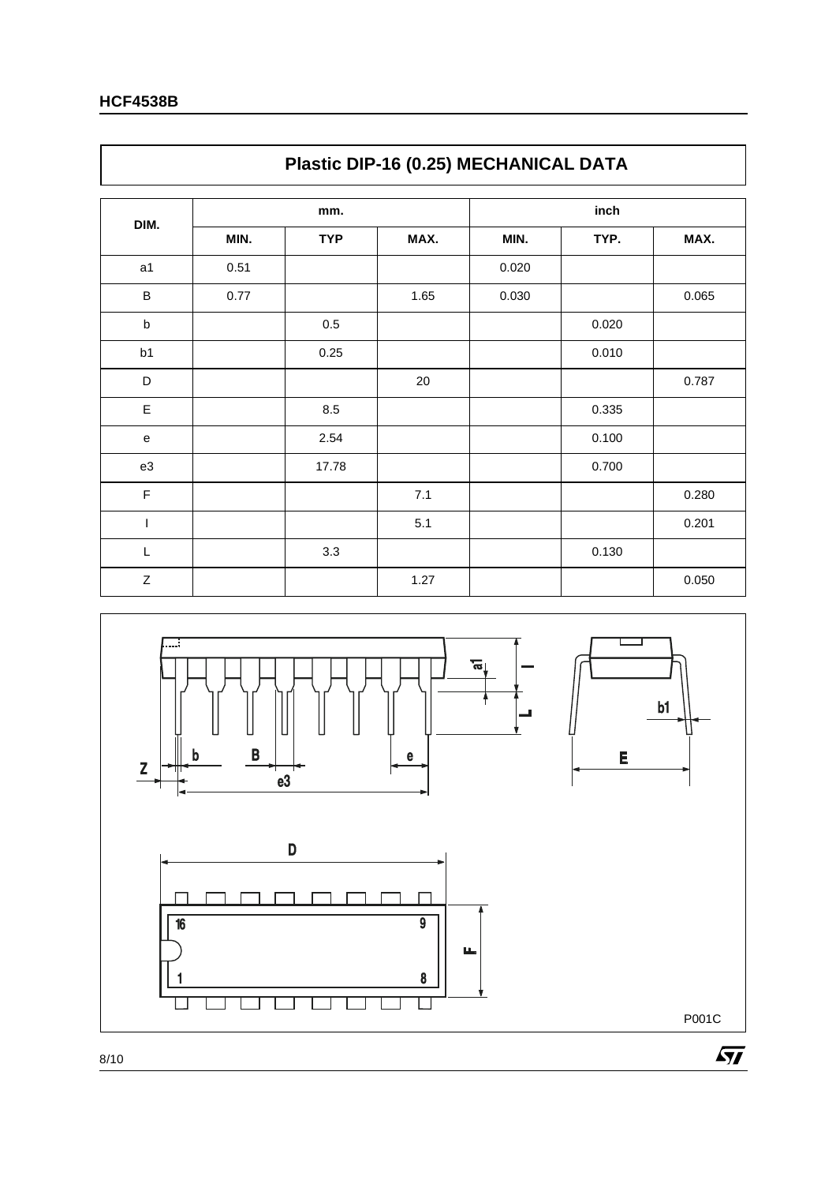## Plastic DIP-16 (0.25) MECHANICAL DATA

| DIM. | mm. | | | inch | | |
|---|---|---|---|---|---|---|
| | MIN. | TYP | MAX. | MIN. | TYP. | MAX. |
| a1 | 0.51 | | | 0.020 | | |
| B | 0.77 | | 1.65 | 0.030 | | 0.065 |
| b | | 0.5 | | | 0.020 | |
| b1 | | 0.25 | | | 0.010 | |
| D | | | 20 | | | 0.787 |
| E | | 8.5 | | | 0.335 | |
| e | | 2.54 | | | 0.100 | |
| e3 | | 17.78 | | | 0.700 | |
| F | | | 7.1 | | | 0.280 |
| I | | | 5.1 | | | 0.201 |
| L | | 3.3 | | | 0.130 | |
| Z | | | 1.27 | | | 0.050 |

P001C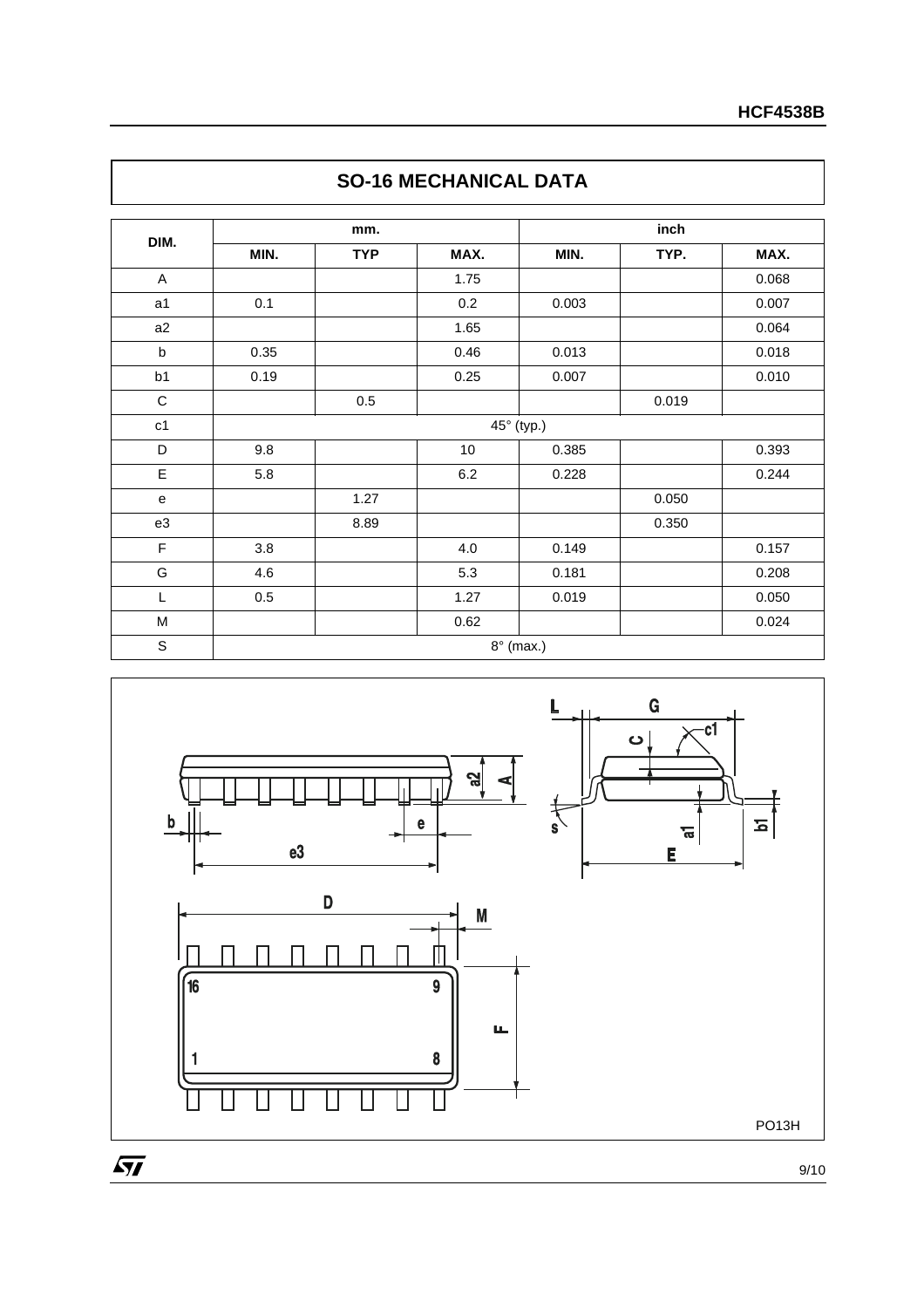## SO-16 MECHANICAL DATA

| DIM. | mm. | | | inch | | |
|---|---|---|---|---|---|---|
| | MIN. | TYP | MAX. | MIN. | TYP. | MAX. |
| A | | | 1.75 | | | 0.068 |
| a1 | 0.1 | | 0.2 | 0.003 | | 0.007 |
| a2 | | | 1.65 | | | 0.064 |
| b | 0.35 | | 0.46 | 0.013 | | 0.018 |
| b1 | 0.19 | | 0.25 | 0.007 | | 0.010 |
| C | | 0.5 | | | 0.019 | |
| c1 | 45° (typ.) | | | | | |
| D | 9.8 | | 10 | 0.385 | | 0.393 |
| E | 5.8 | | 6.2 | 0.228 | | 0.244 |
| e | | 1.27 | | | 0.050 | |
| e3 | | 8.89 | | | 0.350 | |
| F | 3.8 | | 4.0 | 0.149 | | 0.157 |
| G | 4.6 | | 5.3 | 0.181 | | 0.208 |
| L | 0.5 | | 1.27 | 0.019 | | 0.050 |
| M | | | 0.62 | | | 0.024 |
| S | 8° (max.) | | | | | |

PO13H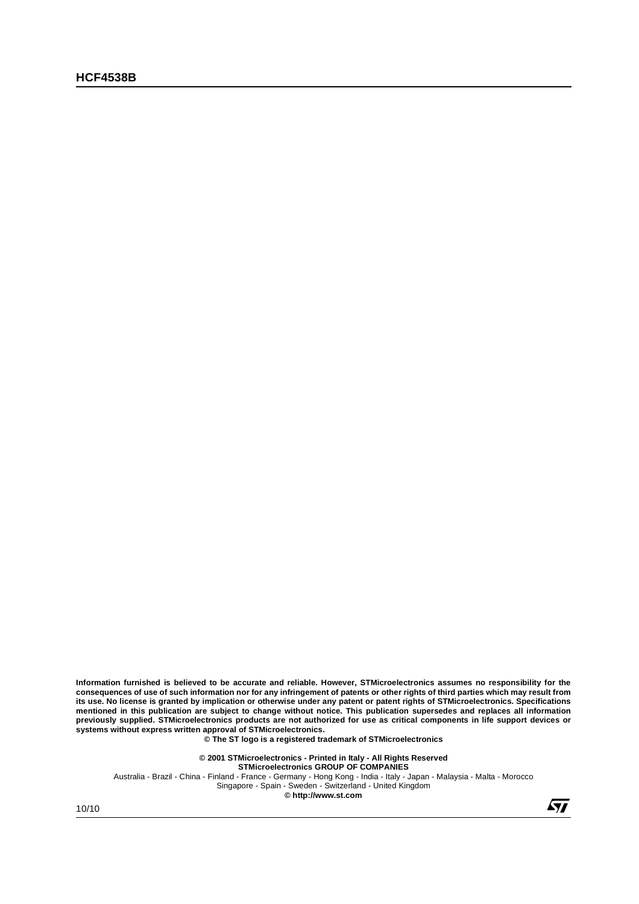**Information furnished is believed to be accurate and reliable. However, STMicroelectronics assumes no responsibility for the consequences of use of such information nor for any infringement of patents or other rights of third parties which may result from its use. No license is granted by implication or otherwise under any patent or patent rights of STMicroelectronics. Specifications mentioned in this publication are subject to change without notice. This publication supersedes and replaces all information previously supplied. STMicroelectronics products are not authorized for use as critical components in life support devices or systems without express written approval of STMicroelectronics.**

**© The ST logo is a registered trademark of STMicroelectronics**

**© 2001 STMicroelectronics - Printed in Italy - All Rights Reserved**
**STMicroelectronics GROUP OF COMPANIES**

Australia - Brazil - China - Finland - France - Germany - Hong Kong - India - Italy - Japan - Malaysia - Malta - Morocco
Singapore - Spain - Sweden - Switzerland - United Kingdom

**© http://www.st.com**